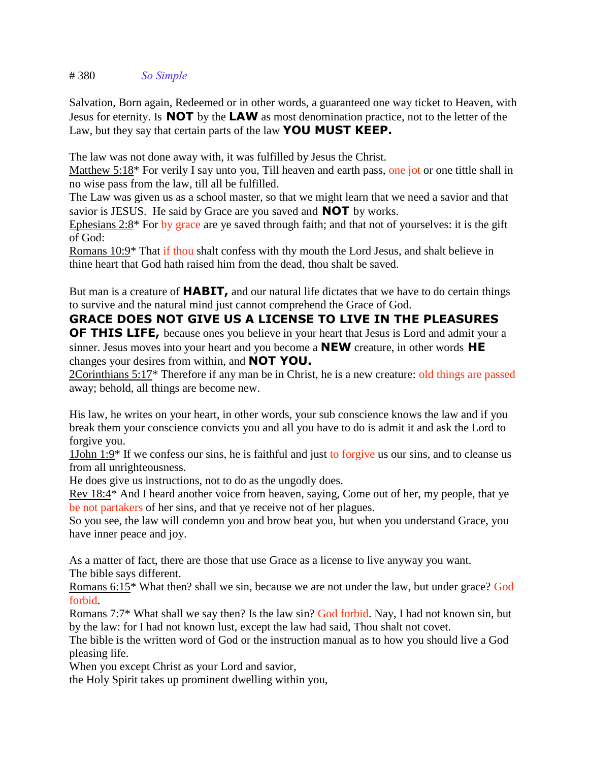# 380 *So Simple*

Salvation, Born again, Redeemed or in other words, a guaranteed one way ticket to Heaven, with Jesus for eternity. Is **NOT** by the **LAW** as most denomination practice, not to the letter of the Law, but they say that certain parts of the law **YOU MUST KEEP.**

The law was not done away with, it was fulfilled by Jesus the Christ.
Matthew 5:18* For verily I say unto you, Till heaven and earth pass, one jot or one tittle shall in no wise pass from the law, till all be fulfilled.
The Law was given us as a school master, so that we might learn that we need a savior and that savior is JESUS. He said by Grace are you saved and **NOT** by works.
Ephesians 2:8* For by grace are ye saved through faith; and that not of yourselves: it is the gift of God:
Romans 10:9* That if thou shalt confess with thy mouth the Lord Jesus, and shalt believe in thine heart that God hath raised him from the dead, thou shalt be saved.

But man is a creature of **HABIT,** and our natural life dictates that we have to do certain things to survive and the natural mind just cannot comprehend the Grace of God.
**GRACE DOES NOT GIVE US A LICENSE TO LIVE IN THE PLEASURES OF THIS LIFE,** because ones you believe in your heart that Jesus is Lord and admit your a sinner. Jesus moves into your heart and you become a **NEW** creature, in other words **HE** changes your desires from within, and **NOT YOU.**
2Corinthians 5:17* Therefore if any man be in Christ, he is a new creature: old things are passed away; behold, all things are become new.

His law, he writes on your heart, in other words, your sub conscience knows the law and if you break them your conscience convicts you and all you have to do is admit it and ask the Lord to forgive you.
1John 1:9* If we confess our sins, he is faithful and just to forgive us our sins, and to cleanse us from all unrighteousness.
He does give us instructions, not to do as the ungodly does.
Rev 18:4* And I heard another voice from heaven, saying, Come out of her, my people, that ye be not partakers of her sins, and that ye receive not of her plagues.
So you see, the law will condemn you and brow beat you, but when you understand Grace, you have inner peace and joy.

As a matter of fact, there are those that use Grace as a license to live anyway you want.
The bible says different.
Romans 6:15* What then? shall we sin, because we are not under the law, but under grace? God forbid.
Romans 7:7* What shall we say then? Is the law sin? God forbid. Nay, I had not known sin, but by the law: for I had not known lust, except the law had said, Thou shalt not covet.
The bible is the written word of God or the instruction manual as to how you should live a God pleasing life.
When you except Christ as your Lord and savior,
the Holy Spirit takes up prominent dwelling within you,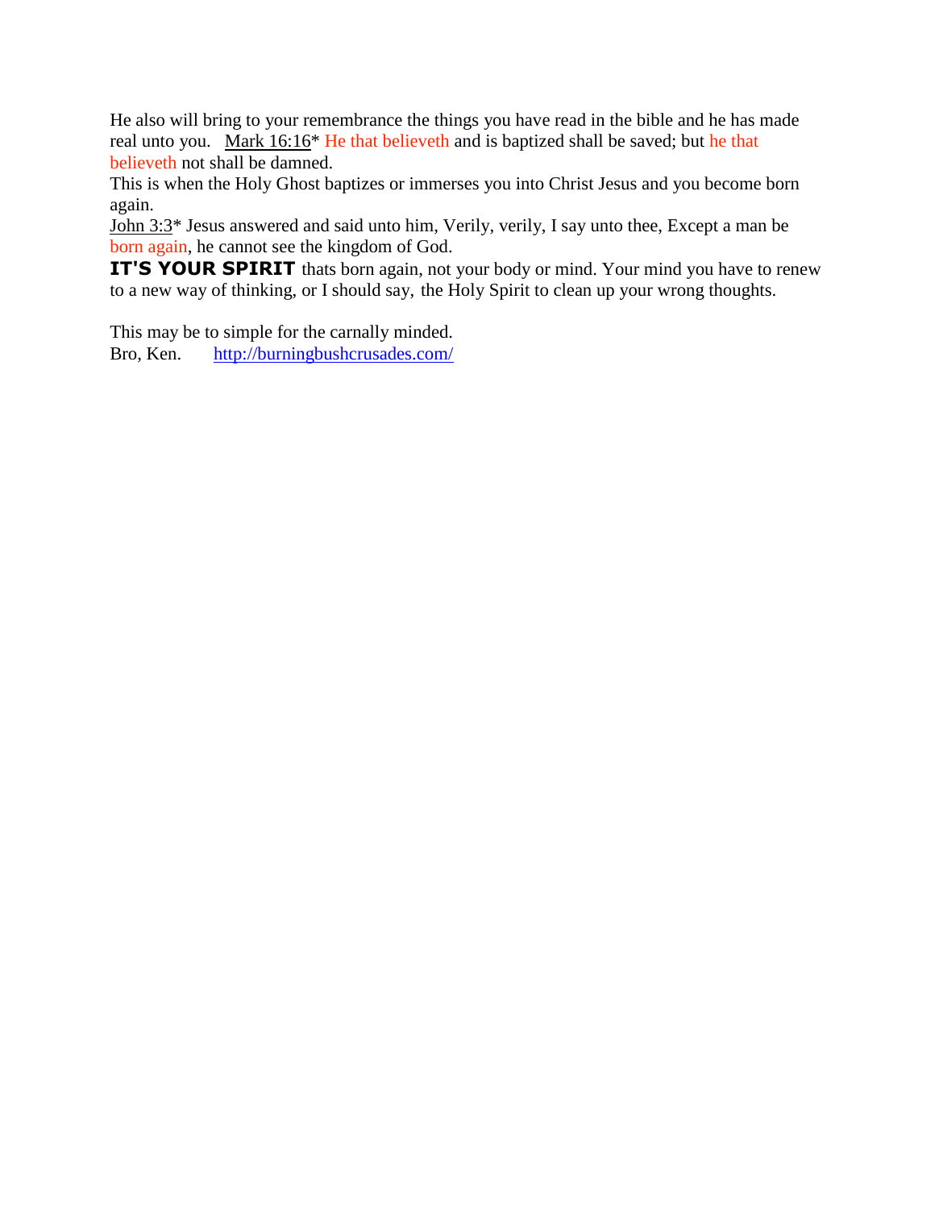He also will bring to your remembrance the things you have read in the bible and he has made real unto you. Mark 16:16* He that believeth and is baptized shall be saved; but he that believeth not shall be damned.
This is when the Holy Ghost baptizes or immerses you into Christ Jesus and you become born again.
John 3:3* Jesus answered and said unto him, Verily, verily, I say unto thee, Except a man be born again, he cannot see the kingdom of God.
**IT'S YOUR SPIRIT** thats born again, not your body or mind. Your mind you have to renew to a new way of thinking, or I should say, the Holy Spirit to clean up your wrong thoughts.

This may be to simple for the carnally minded.
Bro, Ken. http://burningbushcrusades.com/